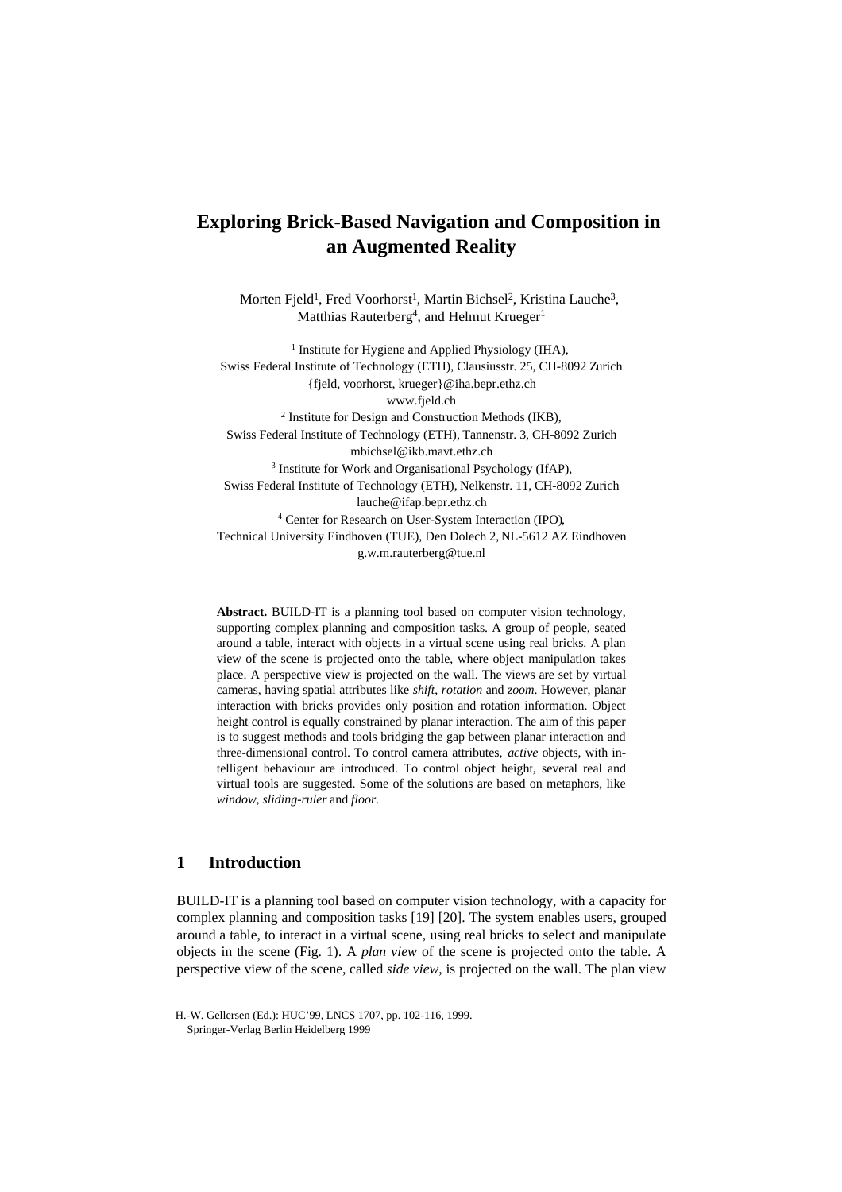# Exploring Brick-Based Navigation and Composition in an Augmented Reality

Morten Fjeld[1], Fred Voorhorst[1], Martin Bichsel[2], Kristina Lauche[3], Matthias Rauterberg[4], and Helmut Krueger[1]

[1] Institute for Hygiene and Applied Physiology (IHA), Swiss Federal Institute of Technology (ETH), Clausiusstr. 25, CH-8092 Zurich
{fjeld, voorhorst, krueger}@iha.bepr.ethz.ch
www.fjeld.ch

[2] Institute for Design and Construction Methods (IKB), Swiss Federal Institute of Technology (ETH), Tannenstr. 3, CH-8092 Zurich
mbichsel@ikb.mavt.ethz.ch

[3] Institute for Work and Organisational Psychology (IfAP), Swiss Federal Institute of Technology (ETH), Nelkenstr. 11, CH-8092 Zurich
lauche@ifap.bepr.ethz.ch

[4] Center for Research on User-System Interaction (IPO), Technical University Eindhoven (TUE), Den Dolech 2, NL-5612 AZ Eindhoven
g.w.m.rauterberg@tue.nl

**Abstract.** BUILD-IT is a planning tool based on computer vision technology, supporting complex planning and composition tasks. A group of people, seated around a table, interact with objects in a virtual scene using real bricks. A plan view of the scene is projected onto the table, where object manipulation takes place. A perspective view is projected on the wall. The views are set by virtual cameras, having spatial attributes like *shift*, *rotation* and *zoom*. However, planar interaction with bricks provides only position and rotation information. Object height control is equally constrained by planar interaction. The aim of this paper is to suggest methods and tools bridging the gap between planar interaction and three-dimensional control. To control camera attributes, *active* objects, with intelligent behaviour are introduced. To control object height, several real and virtual tools are suggested. Some of the solutions are based on metaphors, like *window*, *sliding-ruler* and *floor*.

## 1 Introduction

BUILD-IT is a planning tool based on computer vision technology, with a capacity for complex planning and composition tasks [19] [20]. The system enables users, grouped around a table, to interact in a virtual scene, using real bricks to select and manipulate objects in the scene (Fig. 1). A *plan view* of the scene is projected onto the table. A perspective view of the scene, called *side view*, is projected on the wall. The plan view

H.-W. Gellersen (Ed.): HUC'99, LNCS 1707, pp. 102-116, 1999.
Springer-Verlag Berlin Heidelberg 1999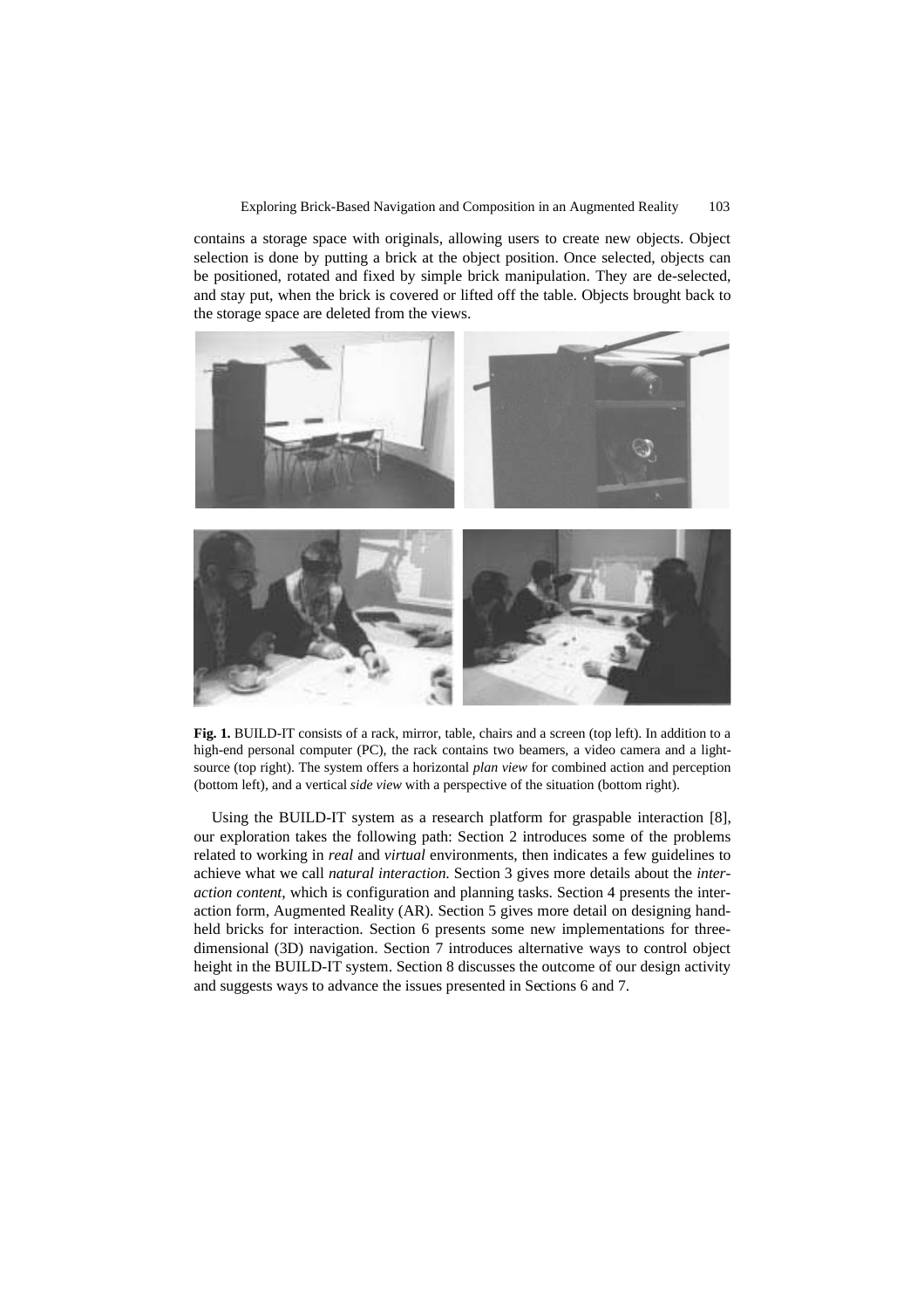contains a storage space with originals, allowing users to create new objects. Object selection is done by putting a brick at the object position. Once selected, objects can be positioned, rotated and fixed by simple brick manipulation. They are de-selected, and stay put, when the brick is covered or lifted off the table. Objects brought back to the storage space are deleted from the views.

**Fig. 1.** BUILD-IT consists of a rack, mirror, table, chairs and a screen (top left). In addition to a high-end personal computer (PC), the rack contains two beamers, a video camera and a light-source (top right). The system offers a horizontal *plan view* for combined action and perception (bottom left), and a vertical *side view* with a perspective of the situation (bottom right).

Using the BUILD-IT system as a research platform for graspable interaction [8], our exploration takes the following path: Section 2 introduces some of the problems related to working in *real* and *virtual* environments, then indicates a few guidelines to achieve what we call *natural interaction*. Section 3 gives more details about the *interaction content*, which is configuration and planning tasks. Section 4 presents the interaction form, Augmented Reality (AR). Section 5 gives more detail on designing hand-held bricks for interaction. Section 6 presents some new implementations for three-dimensional (3D) navigation. Section 7 introduces alternative ways to control object height in the BUILD-IT system. Section 8 discusses the outcome of our design activity and suggests ways to advance the issues presented in Sections 6 and 7.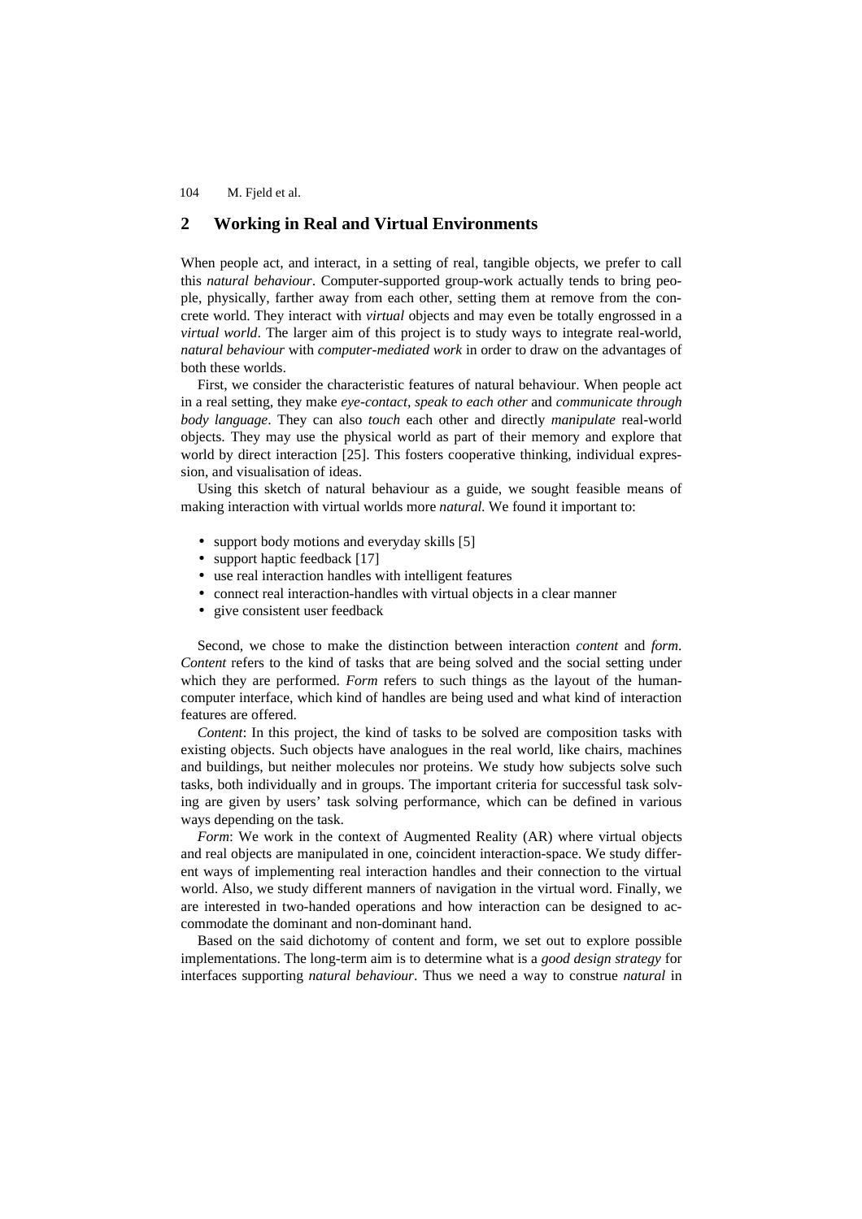## 2 Working in Real and Virtual Environments

When people act, and interact, in a setting of real, tangible objects, we prefer to call this *natural behaviour*. Computer-supported group-work actually tends to bring people, physically, farther away from each other, setting them at remove from the concrete world. They interact with *virtual* objects and may even be totally engrossed in a *virtual world*. The larger aim of this project is to study ways to integrate real-world, *natural behaviour* with *computer-mediated work* in order to draw on the advantages of both these worlds.

First, we consider the characteristic features of natural behaviour. When people act in a real setting, they make *eye-contact*, *speak to each other* and *communicate through body language*. They can also *touch* each other and directly *manipulate* real-world objects. They may use the physical world as part of their memory and explore that world by direct interaction [25]. This fosters cooperative thinking, individual expression, and visualisation of ideas.

Using this sketch of natural behaviour as a guide, we sought feasible means of making interaction with virtual worlds more *natural.* We found it important to:

- support body motions and everyday skills [5]
- support haptic feedback [17]
- use real interaction handles with intelligent features
- connect real interaction-handles with virtual objects in a clear manner
- give consistent user feedback

Second, we chose to make the distinction between interaction *content* and *form*. *Content* refers to the kind of tasks that are being solved and the social setting under which they are performed. *Form* refers to such things as the layout of the human-computer interface, which kind of handles are being used and what kind of interaction features are offered.

*Content*: In this project, the kind of tasks to be solved are composition tasks with existing objects. Such objects have analogues in the real world, like chairs, machines and buildings, but neither molecules nor proteins. We study how subjects solve such tasks, both individually and in groups. The important criteria for successful task solving are given by users' task solving performance, which can be defined in various ways depending on the task.

*Form*: We work in the context of Augmented Reality (AR) where virtual objects and real objects are manipulated in one, coincident interaction-space. We study different ways of implementing real interaction handles and their connection to the virtual world. Also, we study different manners of navigation in the virtual word. Finally, we are interested in two-handed operations and how interaction can be designed to accommodate the dominant and non-dominant hand.

Based on the said dichotomy of content and form, we set out to explore possible implementations. The long-term aim is to determine what is a *good design strategy* for interfaces supporting *natural behaviour*. Thus we need a way to construe *natural* in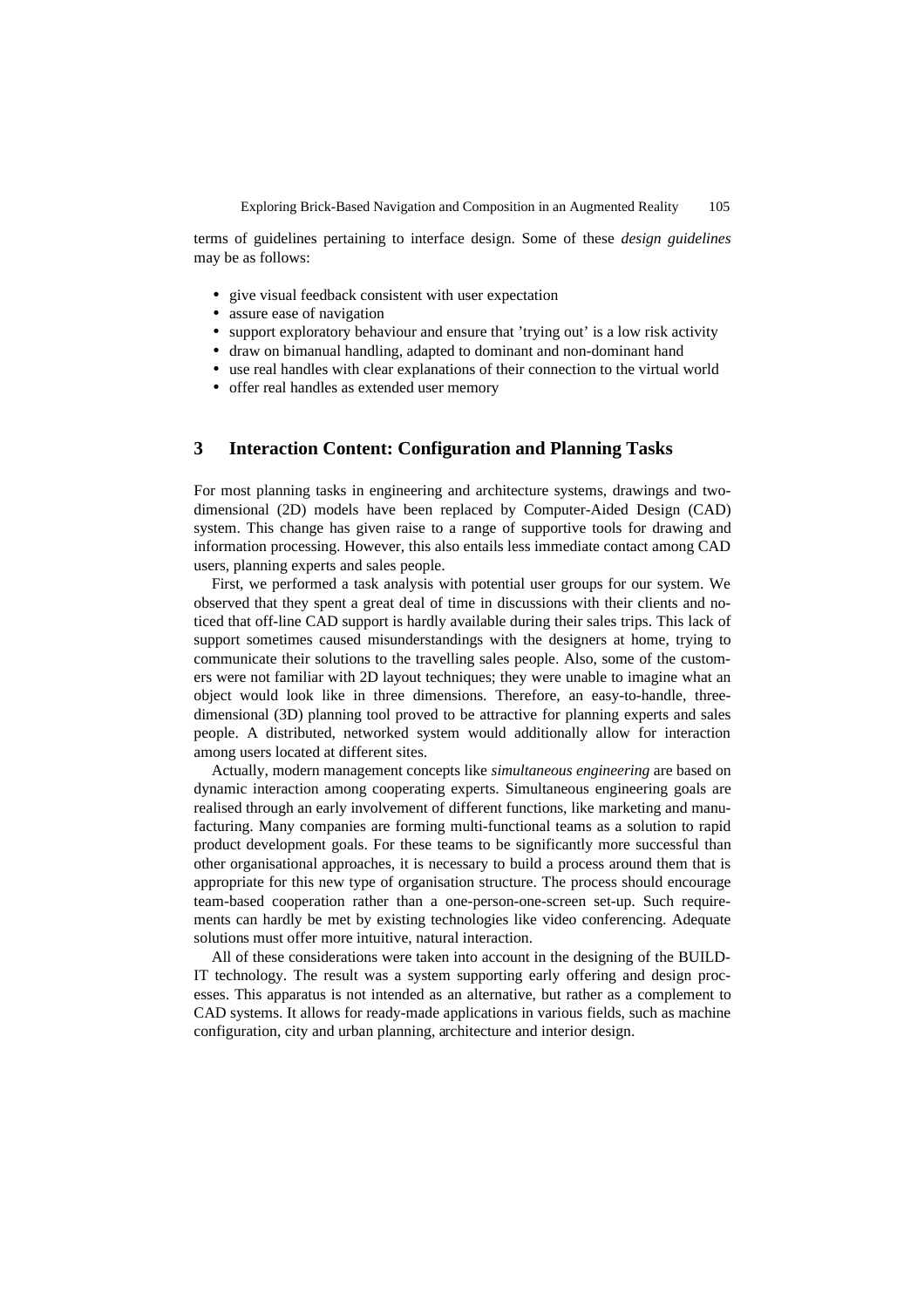terms of guidelines pertaining to interface design. Some of these *design guidelines* may be as follows:

- give visual feedback consistent with user expectation
- assure ease of navigation
- support exploratory behaviour and ensure that 'trying out' is a low risk activity
- draw on bimanual handling, adapted to dominant and non-dominant hand
- use real handles with clear explanations of their connection to the virtual world
- offer real handles as extended user memory

## 3 Interaction Content: Configuration and Planning Tasks

For most planning tasks in engineering and architecture systems, drawings and two-dimensional (2D) models have been replaced by Computer-Aided Design (CAD) system. This change has given raise to a range of supportive tools for drawing and information processing. However, this also entails less immediate contact among CAD users, planning experts and sales people.

First, we performed a task analysis with potential user groups for our system. We observed that they spent a great deal of time in discussions with their clients and noticed that off-line CAD support is hardly available during their sales trips. This lack of support sometimes caused misunderstandings with the designers at home, trying to communicate their solutions to the travelling sales people. Also, some of the customers were not familiar with 2D layout techniques; they were unable to imagine what an object would look like in three dimensions. Therefore, an easy-to-handle, three-dimensional (3D) planning tool proved to be attractive for planning experts and sales people. A distributed, networked system would additionally allow for interaction among users located at different sites.

Actually, modern management concepts like *simultaneous engineering* are based on dynamic interaction among cooperating experts. Simultaneous engineering goals are realised through an early involvement of different functions, like marketing and manufacturing. Many companies are forming multi-functional teams as a solution to rapid product development goals. For these teams to be significantly more successful than other organisational approaches, it is necessary to build a process around them that is appropriate for this new type of organisation structure. The process should encourage team-based cooperation rather than a one-person-one-screen set-up. Such requirements can hardly be met by existing technologies like video conferencing. Adequate solutions must offer more intuitive, natural interaction.

All of these considerations were taken into account in the designing of the BUILD-IT technology. The result was a system supporting early offering and design processes. This apparatus is not intended as an alternative, but rather as a complement to CAD systems. It allows for ready-made applications in various fields, such as machine configuration, city and urban planning, architecture and interior design.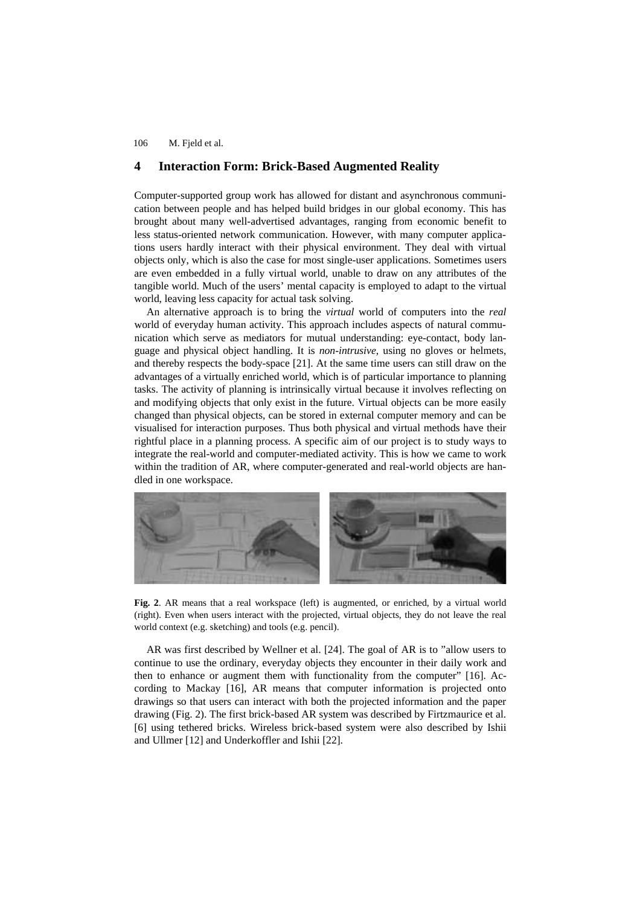## 4 Interaction Form: Brick-Based Augmented Reality

Computer-supported group work has allowed for distant and asynchronous communication between people and has helped build bridges in our global economy. This has brought about many well-advertised advantages, ranging from economic benefit to less status-oriented network communication. However, with many computer applications users hardly interact with their physical environment. They deal with virtual objects only, which is also the case for most single-user applications. Sometimes users are even embedded in a fully virtual world, unable to draw on any attributes of the tangible world. Much of the users' mental capacity is employed to adapt to the virtual world, leaving less capacity for actual task solving.

An alternative approach is to bring the *virtual* world of computers into the *real* world of everyday human activity. This approach includes aspects of natural communication which serve as mediators for mutual understanding: eye-contact, body language and physical object handling. It is *non-intrusive*, using no gloves or helmets, and thereby respects the body-space [21]. At the same time users can still draw on the advantages of a virtually enriched world, which is of particular importance to planning tasks. The activity of planning is intrinsically virtual because it involves reflecting on and modifying objects that only exist in the future. Virtual objects can be more easily changed than physical objects, can be stored in external computer memory and can be visualised for interaction purposes. Thus both physical and virtual methods have their rightful place in a planning process. A specific aim of our project is to study ways to integrate the real-world and computer-mediated activity. This is how we came to work within the tradition of AR, where computer-generated and real-world objects are handled in one workspace.

**Fig. 2**. AR means that a real workspace (left) is augmented, or enriched, by a virtual world (right). Even when users interact with the projected, virtual objects, they do not leave the real world context (e.g. sketching) and tools (e.g. pencil).

AR was first described by Wellner et al. [24]. The goal of AR is to "allow users to continue to use the ordinary, everyday objects they encounter in their daily work and then to enhance or augment them with functionality from the computer" [16]. According to Mackay [16], AR means that computer information is projected onto drawings so that users can interact with both the projected information and the paper drawing (Fig. 2). The first brick-based AR system was described by Firtzmaurice et al. [6] using tethered bricks. Wireless brick-based system were also described by Ishii and Ullmer [12] and Underkoffler and Ishii [22].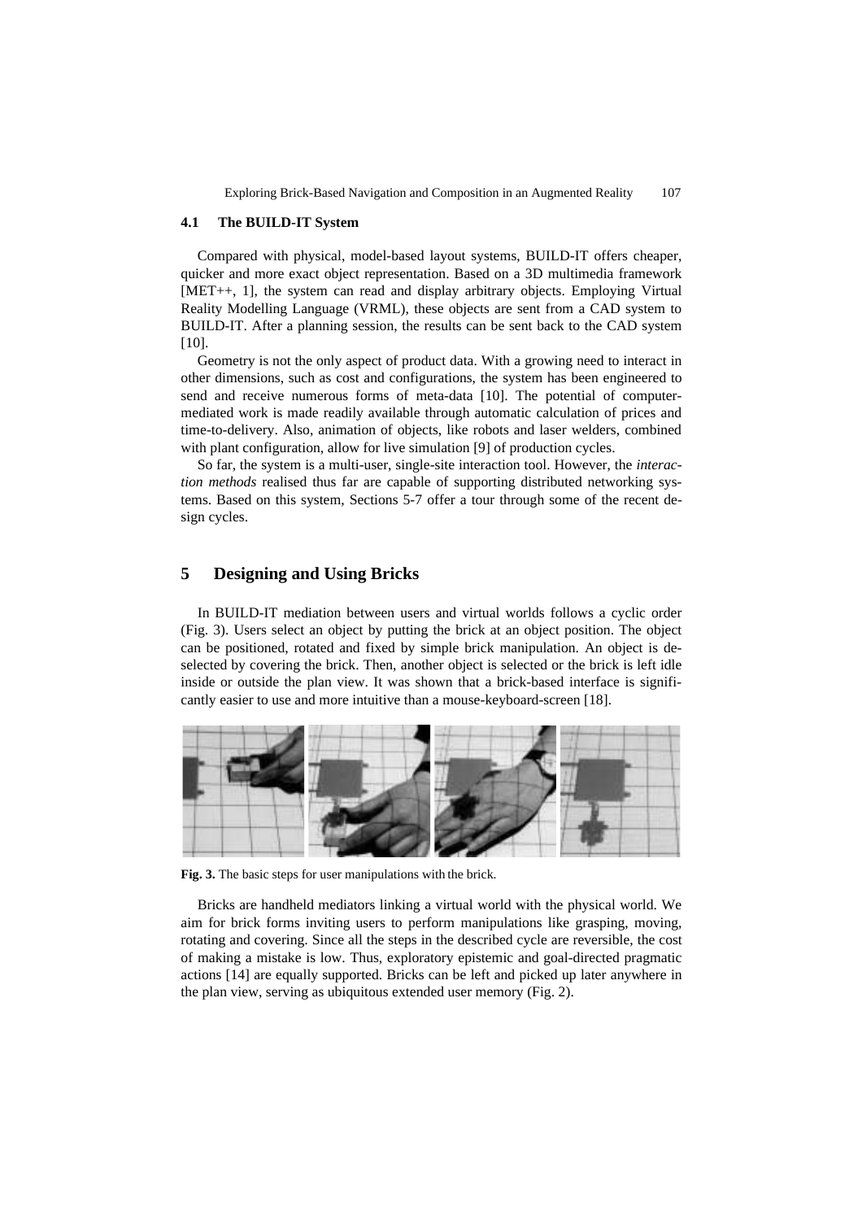### 4.1 The BUILD-IT System

Compared with physical, model-based layout systems, BUILD-IT offers cheaper, quicker and more exact object representation. Based on a 3D multimedia framework [MET++, 1], the system can read and display arbitrary objects. Employing Virtual Reality Modelling Language (VRML), these objects are sent from a CAD system to BUILD-IT. After a planning session, the results can be sent back to the CAD system [10].

Geometry is not the only aspect of product data. With a growing need to interact in other dimensions, such as cost and configurations, the system has been engineered to send and receive numerous forms of meta-data [10]. The potential of computer-mediated work is made readily available through automatic calculation of prices and time-to-delivery. Also, animation of objects, like robots and laser welders, combined with plant configuration, allow for live simulation [9] of production cycles.

So far, the system is a multi-user, single-site interaction tool. However, the *interaction methods* realised thus far are capable of supporting distributed networking systems. Based on this system, Sections 5-7 offer a tour through some of the recent design cycles.

## 5 Designing and Using Bricks

In BUILD-IT mediation between users and virtual worlds follows a cyclic order (Fig. 3). Users select an object by putting the brick at an object position. The object can be positioned, rotated and fixed by simple brick manipulation. An object is deselected by covering the brick. Then, another object is selected or the brick is left idle inside or outside the plan view. It was shown that a brick-based interface is significantly easier to use and more intuitive than a mouse-keyboard-screen [18].

**Fig. 3.** The basic steps for user manipulations with the brick.

Bricks are handheld mediators linking a virtual world with the physical world. We aim for brick forms inviting users to perform manipulations like grasping, moving, rotating and covering. Since all the steps in the described cycle are reversible, the cost of making a mistake is low. Thus, exploratory epistemic and goal-directed pragmatic actions [14] are equally supported. Bricks can be left and picked up later anywhere in the plan view, serving as ubiquitous extended user memory (Fig. 2).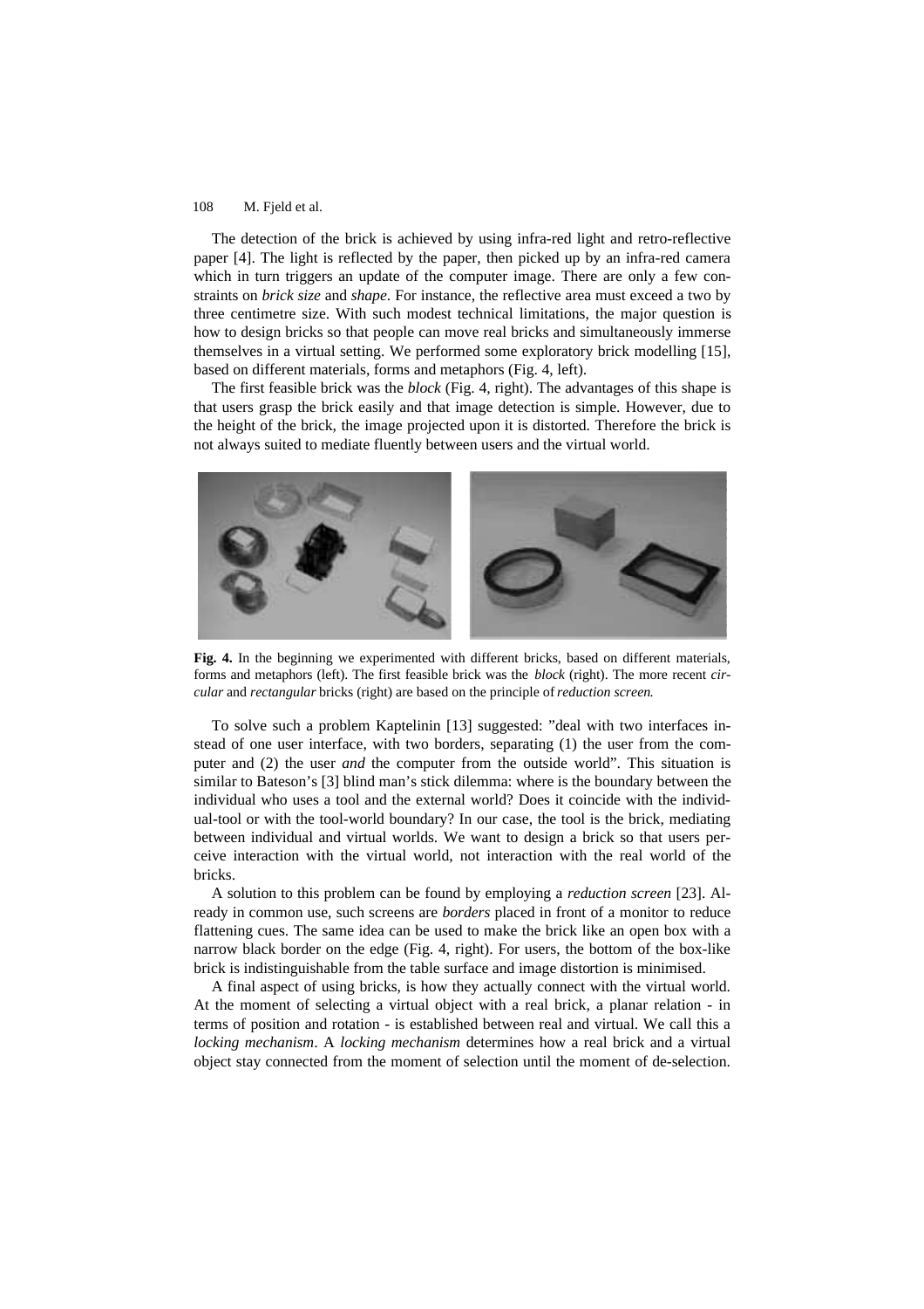The detection of the brick is achieved by using infra-red light and retro-reflective paper [4]. The light is reflected by the paper, then picked up by an infra-red camera which in turn triggers an update of the computer image. There are only a few constraints on *brick size* and *shape*. For instance, the reflective area must exceed a two by three centimetre size. With such modest technical limitations, the major question is how to design bricks so that people can move real bricks and simultaneously immerse themselves in a virtual setting. We performed some exploratory brick modelling [15], based on different materials, forms and metaphors (Fig. 4, left).

The first feasible brick was the *block* (Fig. 4, right). The advantages of this shape is that users grasp the brick easily and that image detection is simple. However, due to the height of the brick, the image projected upon it is distorted. Therefore the brick is not always suited to mediate fluently between users and the virtual world.

**Fig. 4.** In the beginning we experimented with different bricks, based on different materials, forms and metaphors (left). The first feasible brick was the *block* (right). The more recent *circular* and *rectangular* bricks (right) are based on the principle of *reduction screen*.

To solve such a problem Kaptelinin [13] suggested: "deal with two interfaces instead of one user interface, with two borders, separating (1) the user from the computer and (2) the user *and* the computer from the outside world". This situation is similar to Bateson's [3] blind man's stick dilemma: where is the boundary between the individual who uses a tool and the external world? Does it coincide with the individual-tool or with the tool-world boundary? In our case, the tool is the brick, mediating between individual and virtual worlds. We want to design a brick so that users perceive interaction with the virtual world, not interaction with the real world of the bricks.

A solution to this problem can be found by employing a *reduction screen* [23]. Already in common use, such screens are *borders* placed in front of a monitor to reduce flattening cues. The same idea can be used to make the brick like an open box with a narrow black border on the edge (Fig. 4, right). For users, the bottom of the box-like brick is indistinguishable from the table surface and image distortion is minimised.

A final aspect of using bricks, is how they actually connect with the virtual world. At the moment of selecting a virtual object with a real brick, a planar relation - in terms of position and rotation - is established between real and virtual. We call this a *locking mechanism*. A *locking mechanism* determines how a real brick and a virtual object stay connected from the moment of selection until the moment of de-selection.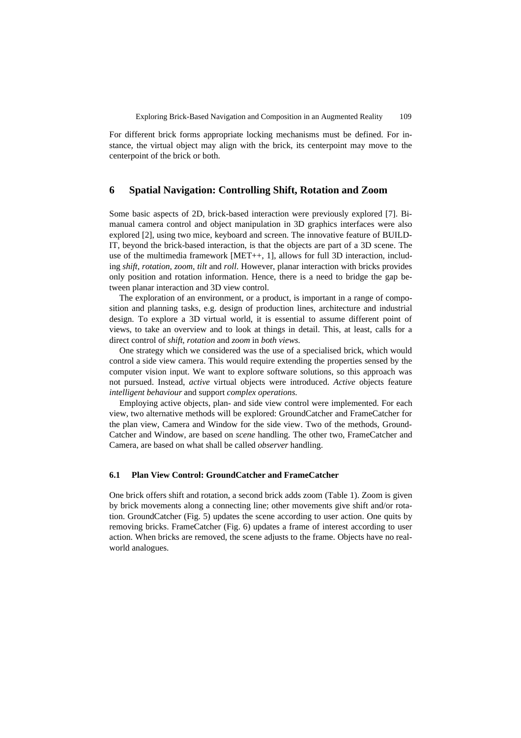For different brick forms appropriate locking mechanisms must be defined. For instance, the virtual object may align with the brick, its centerpoint may move to the centerpoint of the brick or both.

## 6 Spatial Navigation: Controlling Shift, Rotation and Zoom

Some basic aspects of 2D, brick-based interaction were previously explored [7]. Bimanual camera control and object manipulation in 3D graphics interfaces were also explored [2], using two mice, keyboard and screen. The innovative feature of BUILD-IT, beyond the brick-based interaction, is that the objects are part of a 3D scene. The use of the multimedia framework [MET++, 1], allows for full 3D interaction, including *shift*, *rotation*, *zoom*, *tilt* and *roll*. However, planar interaction with bricks provides only position and rotation information. Hence, there is a need to bridge the gap between planar interaction and 3D view control.

The exploration of an environment, or a product, is important in a range of composition and planning tasks, e.g. design of production lines, architecture and industrial design. To explore a 3D virtual world, it is essential to assume different point of views, to take an overview and to look at things in detail. This, at least, calls for a direct control of *shift*, *rotation* and *zoom* in *both views.*

One strategy which we considered was the use of a specialised brick, which would control a side view camera. This would require extending the properties sensed by the computer vision input. We want to explore software solutions, so this approach was not pursued. Instead, *active* virtual objects were introduced. *Active* objects feature *intelligent behaviour* and support *complex operations.*

Employing active objects, plan- and side view control were implemented. For each view, two alternative methods will be explored: GroundCatcher and FrameCatcher for the plan view, Camera and Window for the side view. Two of the methods, GroundCatcher and Window, are based on *scene* handling. The other two, FrameCatcher and Camera, are based on what shall be called *observer* handling.

### 6.1 Plan View Control: GroundCatcher and FrameCatcher

One brick offers shift and rotation, a second brick adds zoom (Table 1). Zoom is given by brick movements along a connecting line; other movements give shift and/or rotation. GroundCatcher (Fig. 5) updates the scene according to user action. One quits by removing bricks. FrameCatcher (Fig. 6) updates a frame of interest according to user action. When bricks are removed, the scene adjusts to the frame. Objects have no real-world analogues.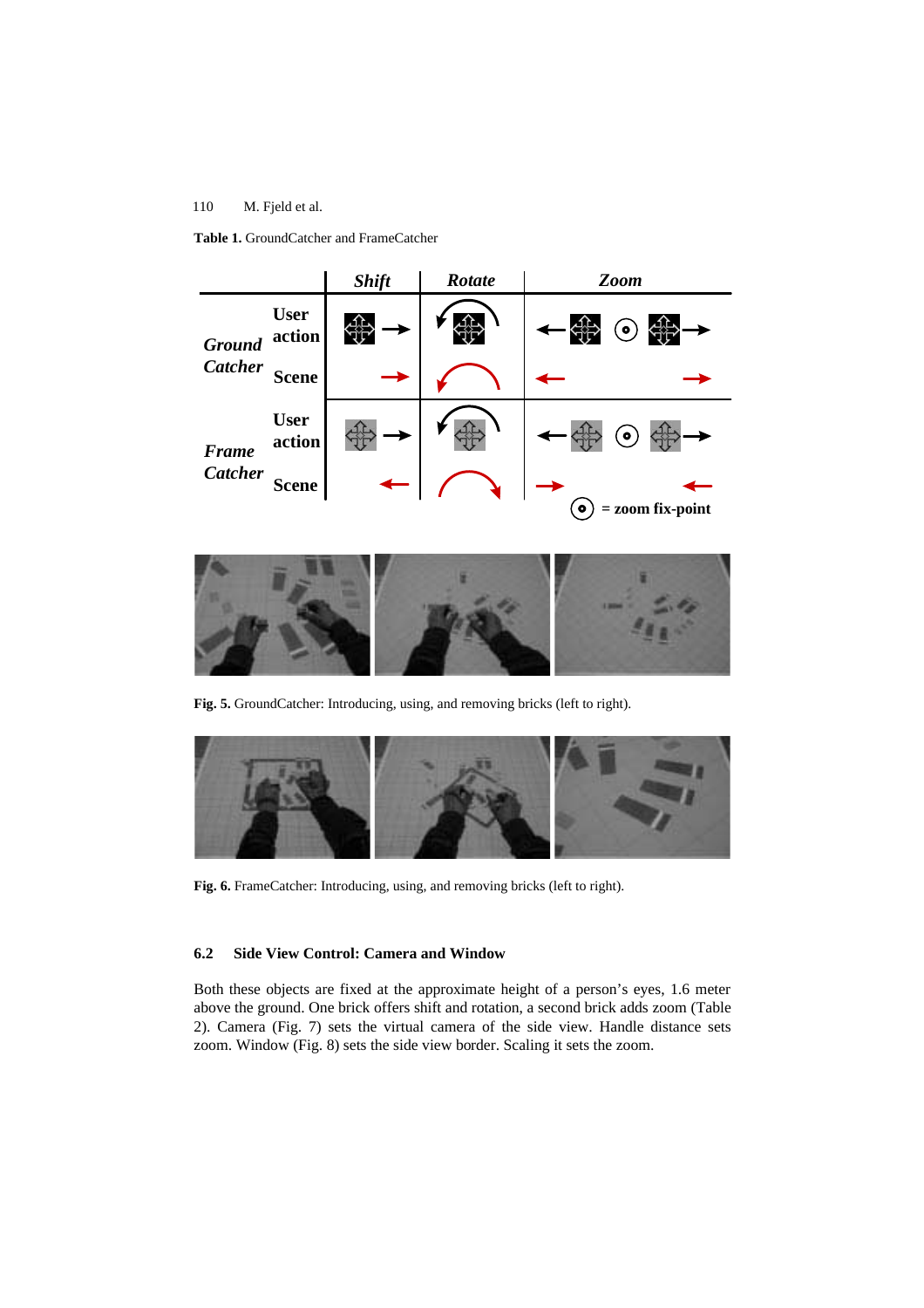**Table 1.** GroundCatcher and FrameCatcher

| | | *Shift* | *Rotate* | *Zoom* |
|---|---|---|---|---|
| ***Ground Catcher*** | **User action** | | | |
| | **Scene** | | | |
| ***Frame Catcher*** | **User action** | | | |
| | **Scene** | | | |

⊙ **= zoom fix-point**

**Fig. 5.** GroundCatcher: Introducing, using, and removing bricks (left to right).

**Fig. 6.** FrameCatcher: Introducing, using, and removing bricks (left to right).

### 6.2 Side View Control: Camera and Window

Both these objects are fixed at the approximate height of a person's eyes, 1.6 meter above the ground. One brick offers shift and rotation, a second brick adds zoom (Table 2). Camera (Fig. 7) sets the virtual camera of the side view. Handle distance sets zoom. Window (Fig. 8) sets the side view border. Scaling it sets the zoom.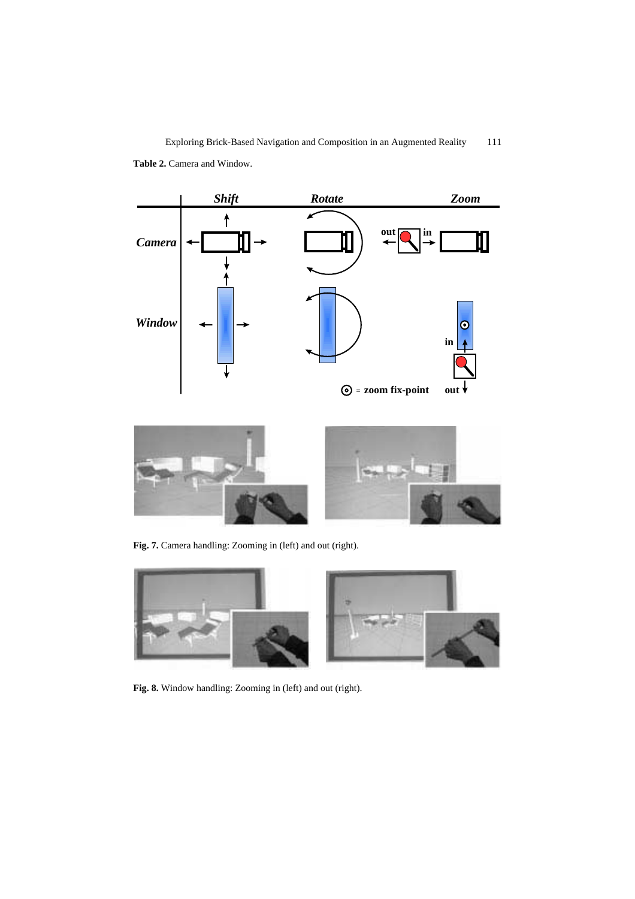**Table 2.** Camera and Window.

|  | *Shift* | *Rotate* | *Zoom* |
|---|---|---|---|
| *Camera* |  |  | out / in |
| *Window* |  |  | in / out |

⊙ = zoom fix-point

**Fig. 7.** Camera handling: Zooming in (left) and out (right).

**Fig. 8.** Window handling: Zooming in (left) and out (right).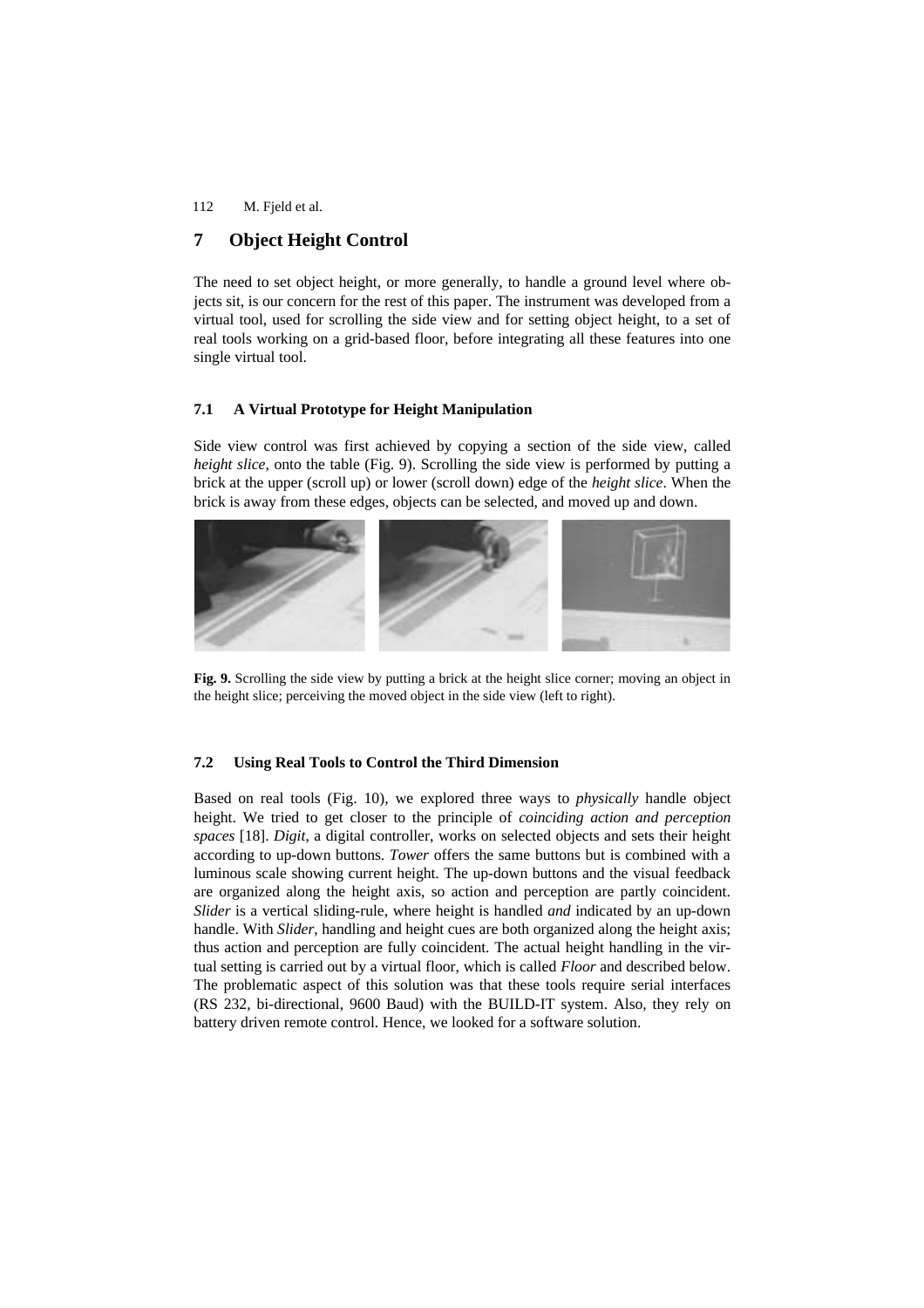## 7 Object Height Control

The need to set object height, or more generally, to handle a ground level where objects sit, is our concern for the rest of this paper. The instrument was developed from a virtual tool, used for scrolling the side view and for setting object height, to a set of real tools working on a grid-based floor, before integrating all these features into one single virtual tool.

### 7.1 A Virtual Prototype for Height Manipulation

Side view control was first achieved by copying a section of the side view, called *height slice*, onto the table (Fig. 9). Scrolling the side view is performed by putting a brick at the upper (scroll up) or lower (scroll down) edge of the *height slice*. When the brick is away from these edges, objects can be selected, and moved up and down.

**Fig. 9.** Scrolling the side view by putting a brick at the height slice corner; moving an object in the height slice; perceiving the moved object in the side view (left to right).

### 7.2 Using Real Tools to Control the Third Dimension

Based on real tools (Fig. 10), we explored three ways to *physically* handle object height. We tried to get closer to the principle of *coinciding action and perception spaces* [18]. *Digit*, a digital controller, works on selected objects and sets their height according to up-down buttons. *Tower* offers the same buttons but is combined with a luminous scale showing current height. The up-down buttons and the visual feedback are organized along the height axis, so action and perception are partly coincident. *Slider* is a vertical sliding-rule, where height is handled *and* indicated by an up-down handle. With *Slider*, handling and height cues are both organized along the height axis; thus action and perception are fully coincident. The actual height handling in the virtual setting is carried out by a virtual floor, which is called *Floor* and described below. The problematic aspect of this solution was that these tools require serial interfaces (RS 232, bi-directional, 9600 Baud) with the BUILD-IT system. Also, they rely on battery driven remote control. Hence, we looked for a software solution.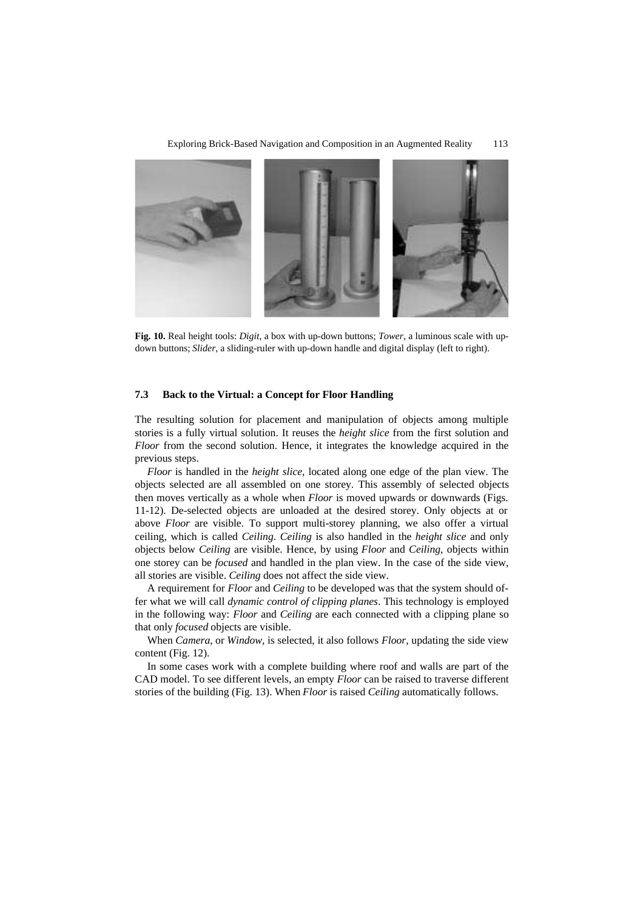**Fig. 10.** Real height tools: *Digit*, a box with up-down buttons; *Tower*, a luminous scale with up-down buttons; *Slider*, a sliding-ruler with up-down handle and digital display (left to right).

### 7.3 Back to the Virtual: a Concept for Floor Handling

The resulting solution for placement and manipulation of objects among multiple stories is a fully virtual solution. It reuses the *height slice* from the first solution and *Floor* from the second solution. Hence, it integrates the knowledge acquired in the previous steps.

*Floor* is handled in the *height slice*, located along one edge of the plan view. The objects selected are all assembled on one storey. This assembly of selected objects then moves vertically as a whole when *Floor* is moved upwards or downwards (Figs. 11-12). De-selected objects are unloaded at the desired storey. Only objects at or above *Floor* are visible. To support multi-storey planning, we also offer a virtual ceiling, which is called *Ceiling*. *Ceiling* is also handled in the *height slice* and only objects below *Ceiling* are visible. Hence, by using *Floor* and *Ceiling*, objects within one storey can be *focused* and handled in the plan view. In the case of the side view, all stories are visible. *Ceiling* does not affect the side view.

A requirement for *Floor* and *Ceiling* to be developed was that the system should offer what we will call *dynamic control of clipping planes*. This technology is employed in the following way: *Floor* and *Ceiling* are each connected with a clipping plane so that only *focused* objects are visible.

When *Camera*, or *Window*, is selected, it also follows *Floor*, updating the side view content (Fig. 12).

In some cases work with a complete building where roof and walls are part of the CAD model. To see different levels, an empty *Floor* can be raised to traverse different stories of the building (Fig. 13). When *Floor* is raised *Ceiling* automatically follows.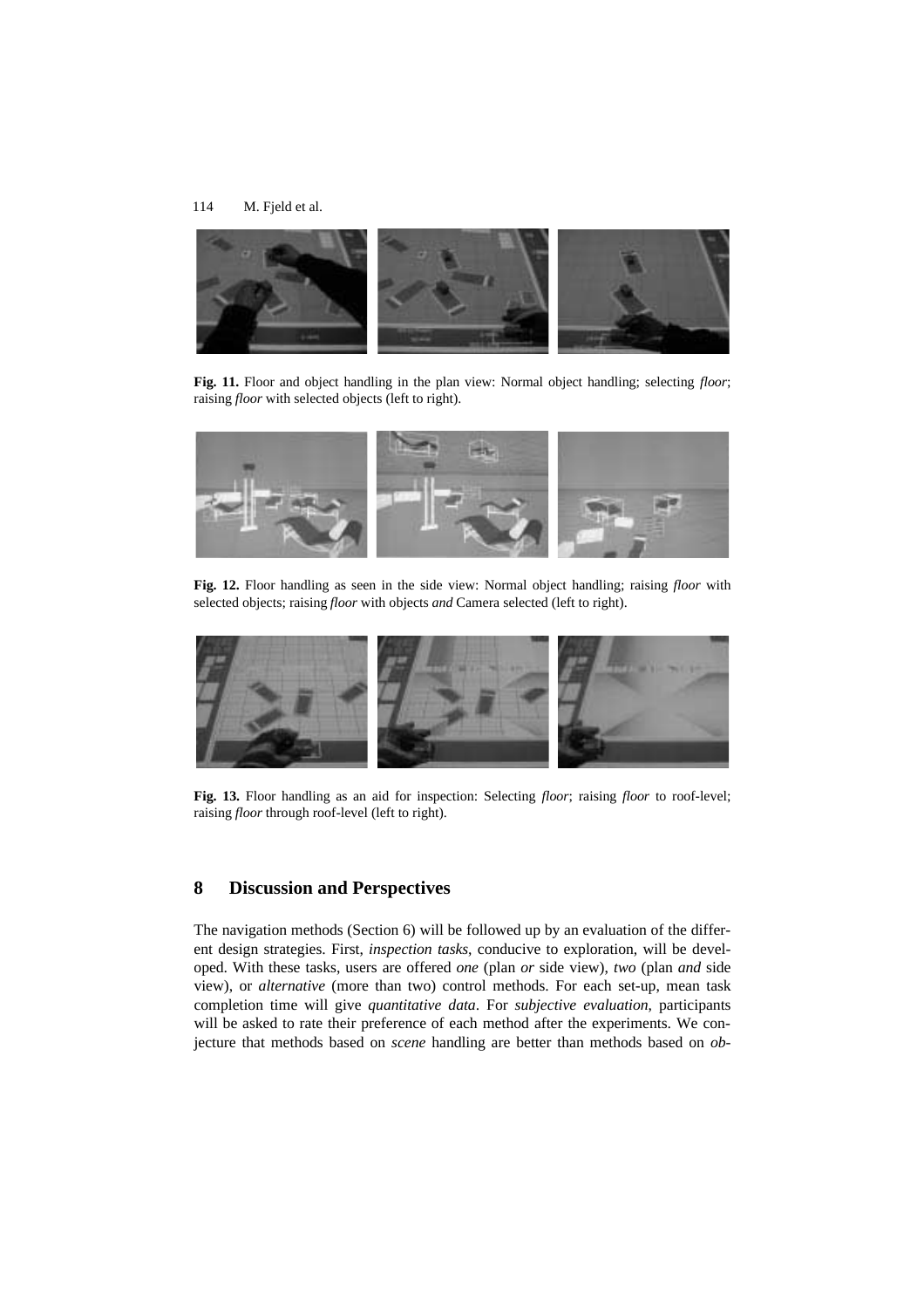**Fig. 11.** Floor and object handling in the plan view: Normal object handling; selecting *floor*; raising *floor* with selected objects (left to right).

**Fig. 12.** Floor handling as seen in the side view: Normal object handling; raising *floor* with selected objects; raising *floor* with objects *and* Camera selected (left to right).

**Fig. 13.** Floor handling as an aid for inspection: Selecting *floor*; raising *floor* to roof-level; raising *floor* through roof-level (left to right).

## 8 Discussion and Perspectives

The navigation methods (Section 6) will be followed up by an evaluation of the different design strategies. First, *inspection tasks*, conducive to exploration, will be developed. With these tasks, users are offered *one* (plan *or* side view), *two* (plan *and* side view), or *alternative* (more than two) control methods. For each set-up, mean task completion time will give *quantitative data*. For *subjective evaluation*, participants will be asked to rate their preference of each method after the experiments. We conjecture that methods based on *scene* handling are better than methods based on *ob-*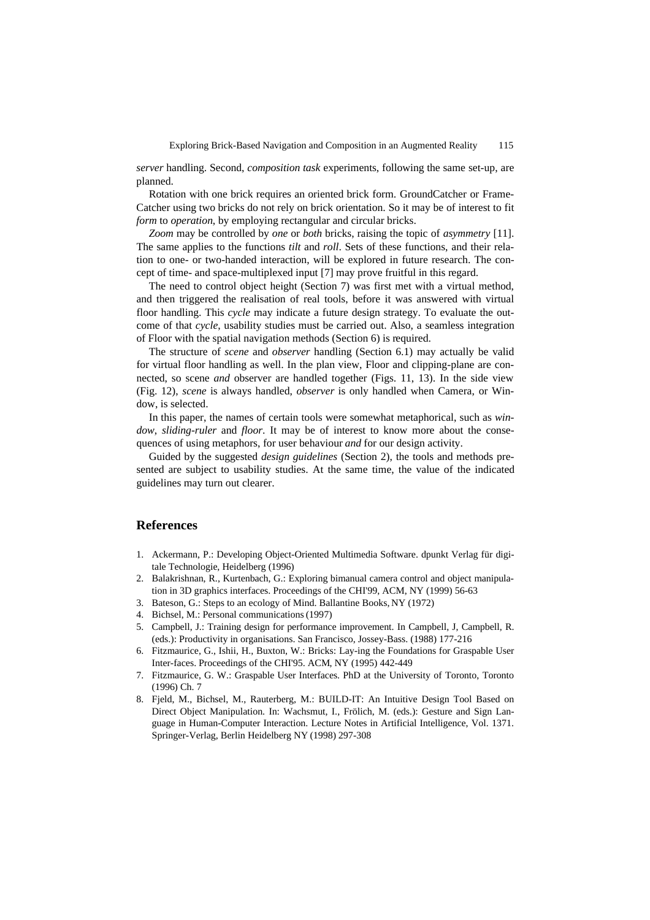*server* handling. Second, *composition task* experiments, following the same set-up, are planned.

Rotation with one brick requires an oriented brick form. GroundCatcher or FrameCatcher using two bricks do not rely on brick orientation. So it may be of interest to fit *form* to *operation*, by employing rectangular and circular bricks.

*Zoom* may be controlled by *one* or *both* bricks, raising the topic of *asymmetry* [11]. The same applies to the functions *tilt* and *roll*. Sets of these functions, and their relation to one- or two-handed interaction, will be explored in future research. The concept of time- and space-multiplexed input [7] may prove fruitful in this regard.

The need to control object height (Section 7) was first met with a virtual method, and then triggered the realisation of real tools, before it was answered with virtual floor handling. This *cycle* may indicate a future design strategy. To evaluate the outcome of that *cycle*, usability studies must be carried out. Also, a seamless integration of Floor with the spatial navigation methods (Section 6) is required.

The structure of *scene* and *observer* handling (Section 6.1) may actually be valid for virtual floor handling as well. In the plan view, Floor and clipping-plane are connected, so scene *and* observer are handled together (Figs. 11, 13). In the side view (Fig. 12), *scene* is always handled, *observer* is only handled when Camera, or Window, is selected.

In this paper, the names of certain tools were somewhat metaphorical, such as *window*, *sliding-ruler* and *floor*. It may be of interest to know more about the consequences of using metaphors, for user behaviour *and* for our design activity.

Guided by the suggested *design guidelines* (Section 2), the tools and methods presented are subject to usability studies. At the same time, the value of the indicated guidelines may turn out clearer.

## References

1. Ackermann, P.: Developing Object-Oriented Multimedia Software. dpunkt Verlag für digitale Technologie, Heidelberg (1996)
2. Balakrishnan, R., Kurtenbach, G.: Exploring bimanual camera control and object manipulation in 3D graphics interfaces. Proceedings of the CHI'99, ACM, NY (1999) 56-63
3. Bateson, G.: Steps to an ecology of Mind. Ballantine Books, NY (1972)
4. Bichsel, M.: Personal communications (1997)
5. Campbell, J.: Training design for performance improvement. In Campbell, J, Campbell, R. (eds.): Productivity in organisations. San Francisco, Jossey-Bass. (1988) 177-216
6. Fitzmaurice, G., Ishii, H., Buxton, W.: Bricks: Lay-ing the Foundations for Graspable User Inter-faces. Proceedings of the CHI'95. ACM, NY (1995) 442-449
7. Fitzmaurice, G. W.: Graspable User Interfaces. PhD at the University of Toronto, Toronto (1996) Ch. 7
8. Fjeld, M., Bichsel, M., Rauterberg, M.: BUILD-IT: An Intuitive Design Tool Based on Direct Object Manipulation. In: Wachsmut, I., Frölich, M. (eds.): Gesture and Sign Language in Human-Computer Interaction. Lecture Notes in Artificial Intelligence, Vol. 1371. Springer-Verlag, Berlin Heidelberg NY (1998) 297-308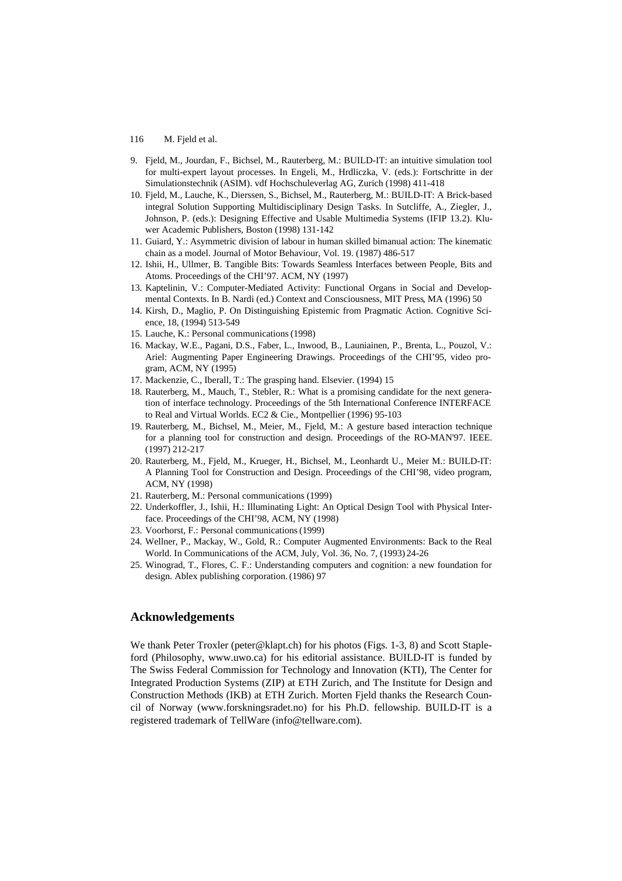9. Fjeld, M., Jourdan, F., Bichsel, M., Rauterberg, M.: BUILD-IT: an intuitive simulation tool for multi-expert layout processes. In Engeli, M., Hrdliczka, V. (eds.): Fortschritte in der Simulationstechnik (ASIM). vdf Hochschuleverlag AG, Zurich (1998) 411-418
10. Fjeld, M., Lauche, K., Dierssen, S., Bichsel, M., Rauterberg, M.: BUILD-IT: A Brick-based integral Solution Supporting Multidisciplinary Design Tasks. In Sutcliffe, A., Ziegler, J., Johnson, P. (eds.): Designing Effective and Usable Multimedia Systems (IFIP 13.2). Kluwer Academic Publishers, Boston (1998) 131-142
11. Guiard, Y.: Asymmetric division of labour in human skilled bimanual action: The kinematic chain as a model. Journal of Motor Behaviour, Vol. 19. (1987) 486-517
12. Ishii, H., Ullmer, B. Tangible Bits: Towards Seamless Interfaces between People, Bits and Atoms. Proceedings of the CHI'97. ACM, NY (1997)
13. Kaptelinin, V.: Computer-Mediated Activity: Functional Organs in Social and Developmental Contexts. In B. Nardi (ed.) Context and Consciousness, MIT Press, MA (1996) 50
14. Kirsh, D., Maglio, P. On Distinguishing Epistemic from Pragmatic Action. Cognitive Science, 18, (1994) 513-549
15. Lauche, K.: Personal communications (1998)
16. Mackay, W.E., Pagani, D.S., Faber, L., Inwood, B., Launiainen, P., Brenta, L., Pouzol, V.: Ariel: Augmenting Paper Engineering Drawings. Proceedings of the CHI'95, video program, ACM, NY (1995)
17. Mackenzie, C., Iberall, T.: The grasping hand. Elsevier. (1994) 15
18. Rauterberg, M., Mauch, T., Stebler, R.: What is a promising candidate for the next generation of interface technology. Proceedings of the 5th International Conference INTERFACE to Real and Virtual Worlds. EC2 & Cie., Montpellier (1996) 95-103
19. Rauterberg, M., Bichsel, M., Meier, M., Fjeld, M.: A gesture based interaction technique for a planning tool for construction and design. Proceedings of the RO-MAN'97. IEEE. (1997) 212-217
20. Rauterberg, M., Fjeld, M., Krueger, H., Bichsel, M., Leonhardt U., Meier M.: BUILD-IT: A Planning Tool for Construction and Design. Proceedings of the CHI'98, video program, ACM, NY (1998)
21. Rauterberg, M.: Personal communications (1999)
22. Underkoffler, J., Ishii, H.: Illuminating Light: An Optical Design Tool with Physical Interface. Proceedings of the CHI'98, ACM, NY (1998)
23. Voorhorst, F.: Personal communications (1999)
24. Wellner, P., Mackay, W., Gold, R.: Computer Augmented Environments: Back to the Real World. In Communications of the ACM, July, Vol. 36, No. 7, (1993) 24-26
25. Winograd, T., Flores, C. F.: Understanding computers and cognition: a new foundation for design. Ablex publishing corporation. (1986) 97

## Acknowledgements

We thank Peter Troxler (peter@klapt.ch) for his photos (Figs. 1-3, 8) and Scott Stapleford (Philosophy, www.uwo.ca) for his editorial assistance. BUILD-IT is funded by The Swiss Federal Commission for Technology and Innovation (KTI), The Center for Integrated Production Systems (ZIP) at ETH Zurich, and The Institute for Design and Construction Methods (IKB) at ETH Zurich. Morten Fjeld thanks the Research Council of Norway (www.forskningsradet.no) for his Ph.D. fellowship. BUILD-IT is a registered trademark of TellWare (info@tellware.com).